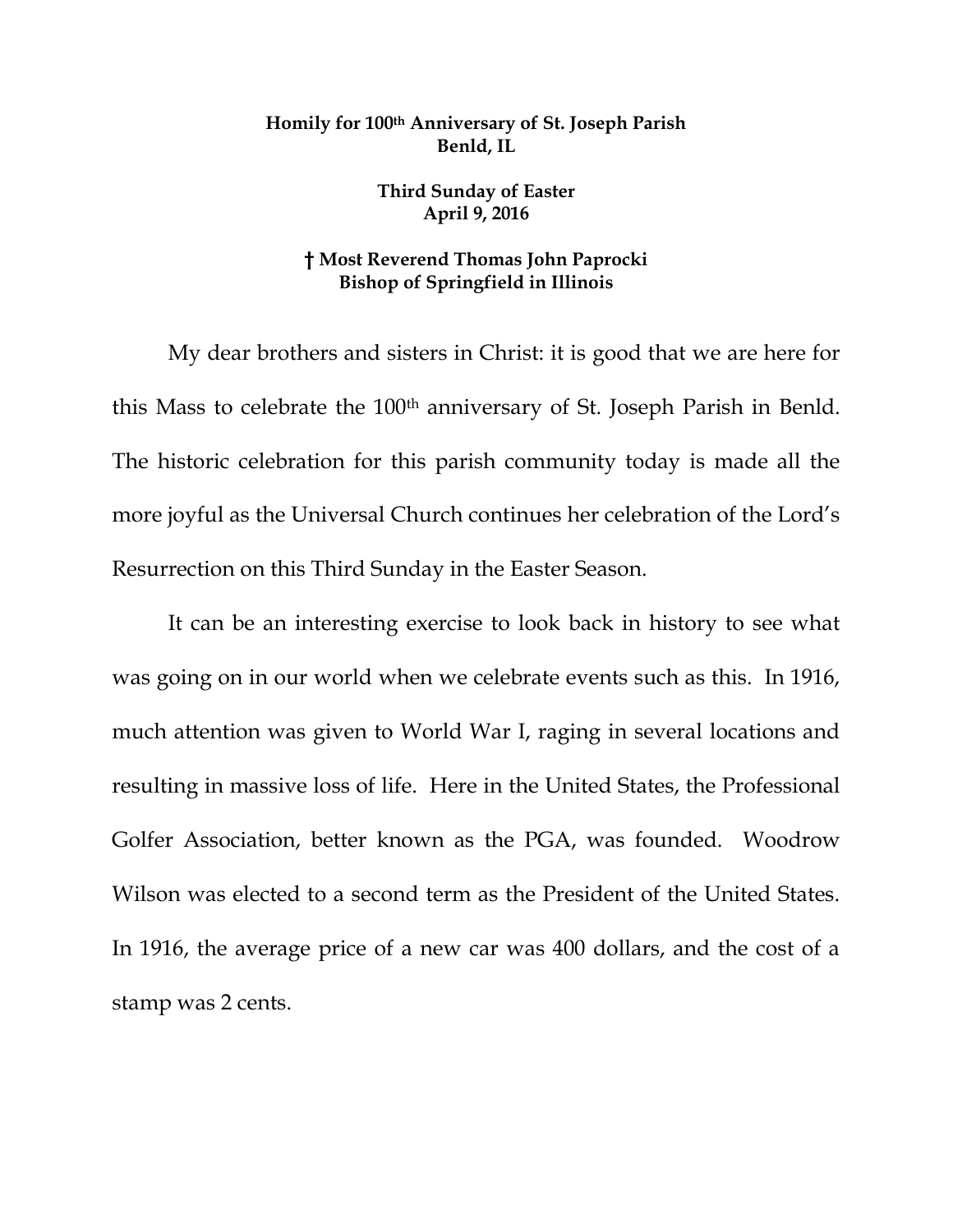**Homily for 100th Anniversary of St. Joseph Parish**
**Benld, IL**

**Third Sunday of Easter**
**April 9, 2016**

**† Most Reverend Thomas John Paprocki**
**Bishop of Springfield in Illinois**

My dear brothers and sisters in Christ: it is good that we are here for this Mass to celebrate the 100th anniversary of St. Joseph Parish in Benld. The historic celebration for this parish community today is made all the more joyful as the Universal Church continues her celebration of the Lord's Resurrection on this Third Sunday in the Easter Season.

It can be an interesting exercise to look back in history to see what was going on in our world when we celebrate events such as this. In 1916, much attention was given to World War I, raging in several locations and resulting in massive loss of life. Here in the United States, the Professional Golfer Association, better known as the PGA, was founded. Woodrow Wilson was elected to a second term as the President of the United States. In 1916, the average price of a new car was 400 dollars, and the cost of a stamp was 2 cents.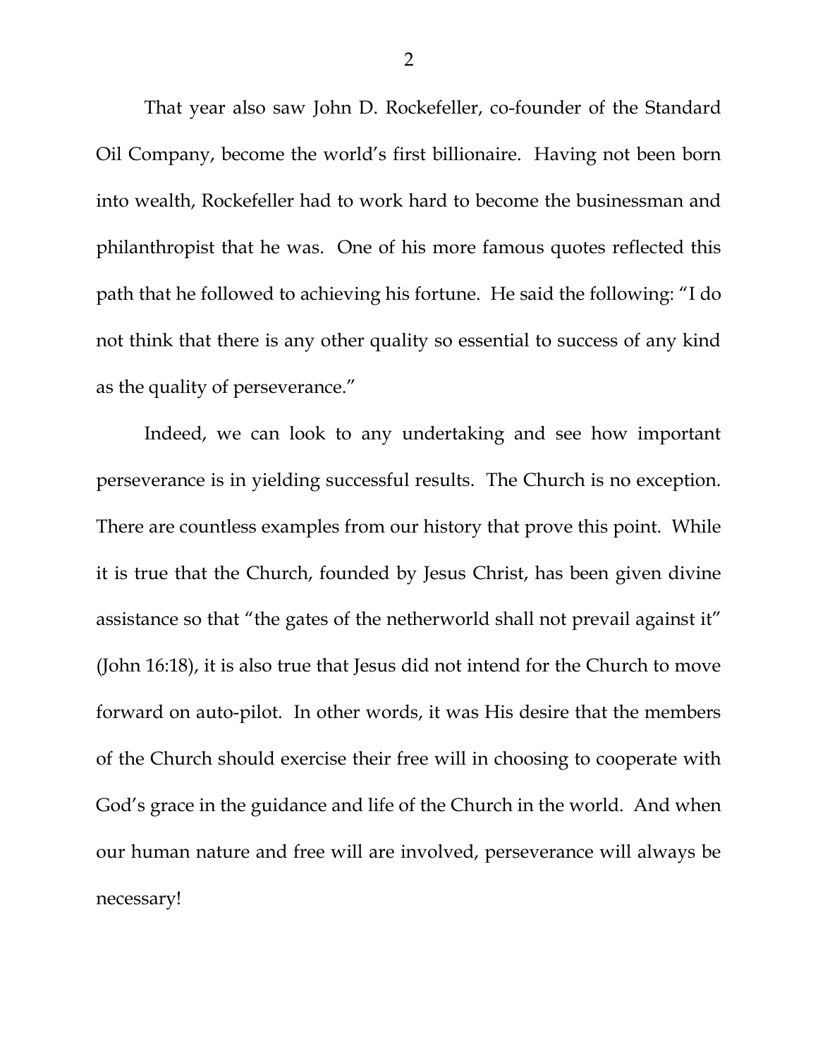That year also saw John D. Rockefeller, co-founder of the Standard Oil Company, become the world's first billionaire. Having not been born into wealth, Rockefeller had to work hard to become the businessman and philanthropist that he was. One of his more famous quotes reflected this path that he followed to achieving his fortune. He said the following: "I do not think that there is any other quality so essential to success of any kind as the quality of perseverance."

Indeed, we can look to any undertaking and see how important perseverance is in yielding successful results. The Church is no exception. There are countless examples from our history that prove this point. While it is true that the Church, founded by Jesus Christ, has been given divine assistance so that "the gates of the netherworld shall not prevail against it" (John 16:18), it is also true that Jesus did not intend for the Church to move forward on auto-pilot. In other words, it was His desire that the members of the Church should exercise their free will in choosing to cooperate with God's grace in the guidance and life of the Church in the world. And when our human nature and free will are involved, perseverance will always be necessary!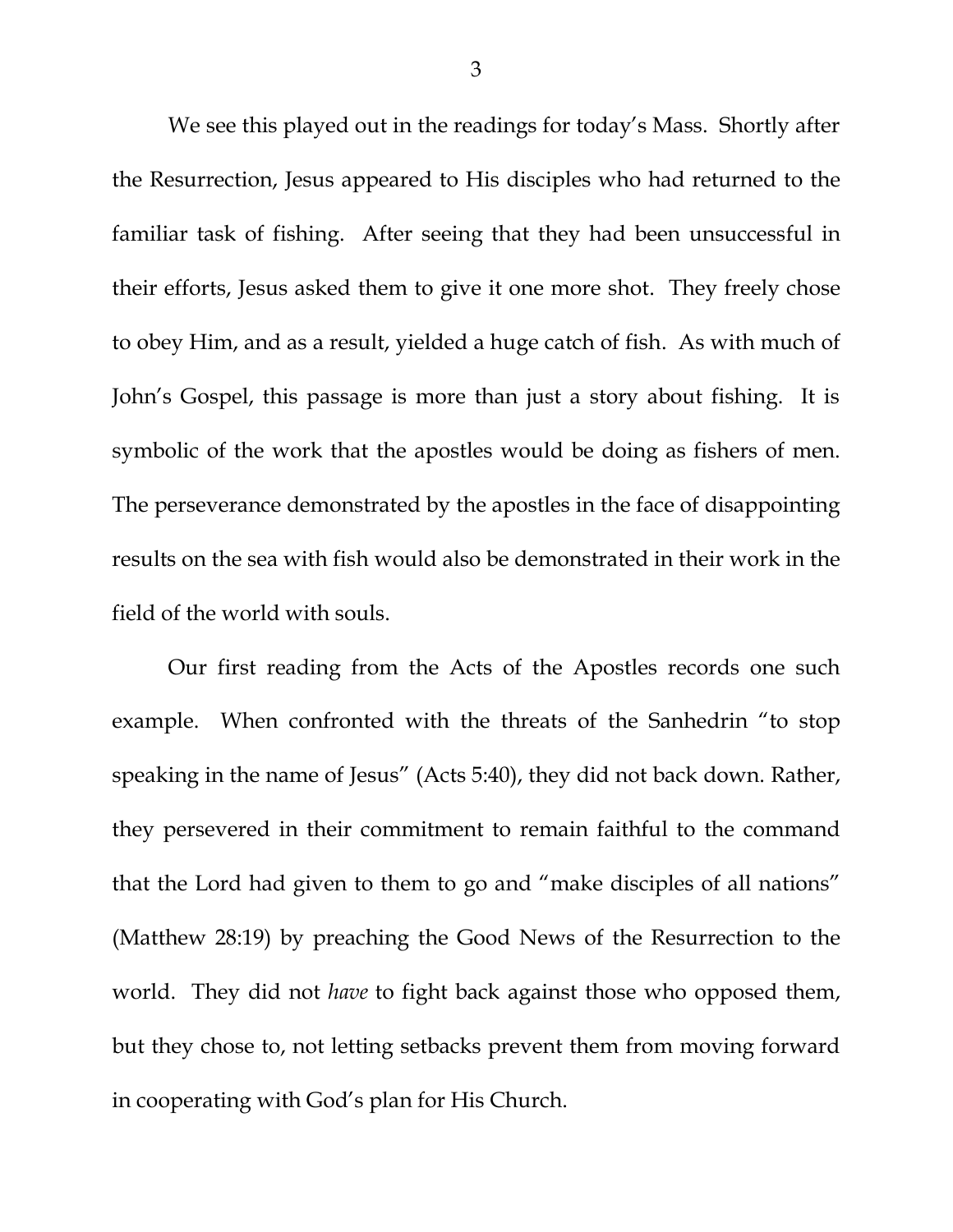We see this played out in the readings for today's Mass. Shortly after the Resurrection, Jesus appeared to His disciples who had returned to the familiar task of fishing. After seeing that they had been unsuccessful in their efforts, Jesus asked them to give it one more shot. They freely chose to obey Him, and as a result, yielded a huge catch of fish. As with much of John's Gospel, this passage is more than just a story about fishing. It is symbolic of the work that the apostles would be doing as fishers of men. The perseverance demonstrated by the apostles in the face of disappointing results on the sea with fish would also be demonstrated in their work in the field of the world with souls.

Our first reading from the Acts of the Apostles records one such example. When confronted with the threats of the Sanhedrin "to stop speaking in the name of Jesus" (Acts 5:40), they did not back down. Rather, they persevered in their commitment to remain faithful to the command that the Lord had given to them to go and "make disciples of all nations" (Matthew 28:19) by preaching the Good News of the Resurrection to the world. They did not *have* to fight back against those who opposed them, but they chose to, not letting setbacks prevent them from moving forward in cooperating with God's plan for His Church.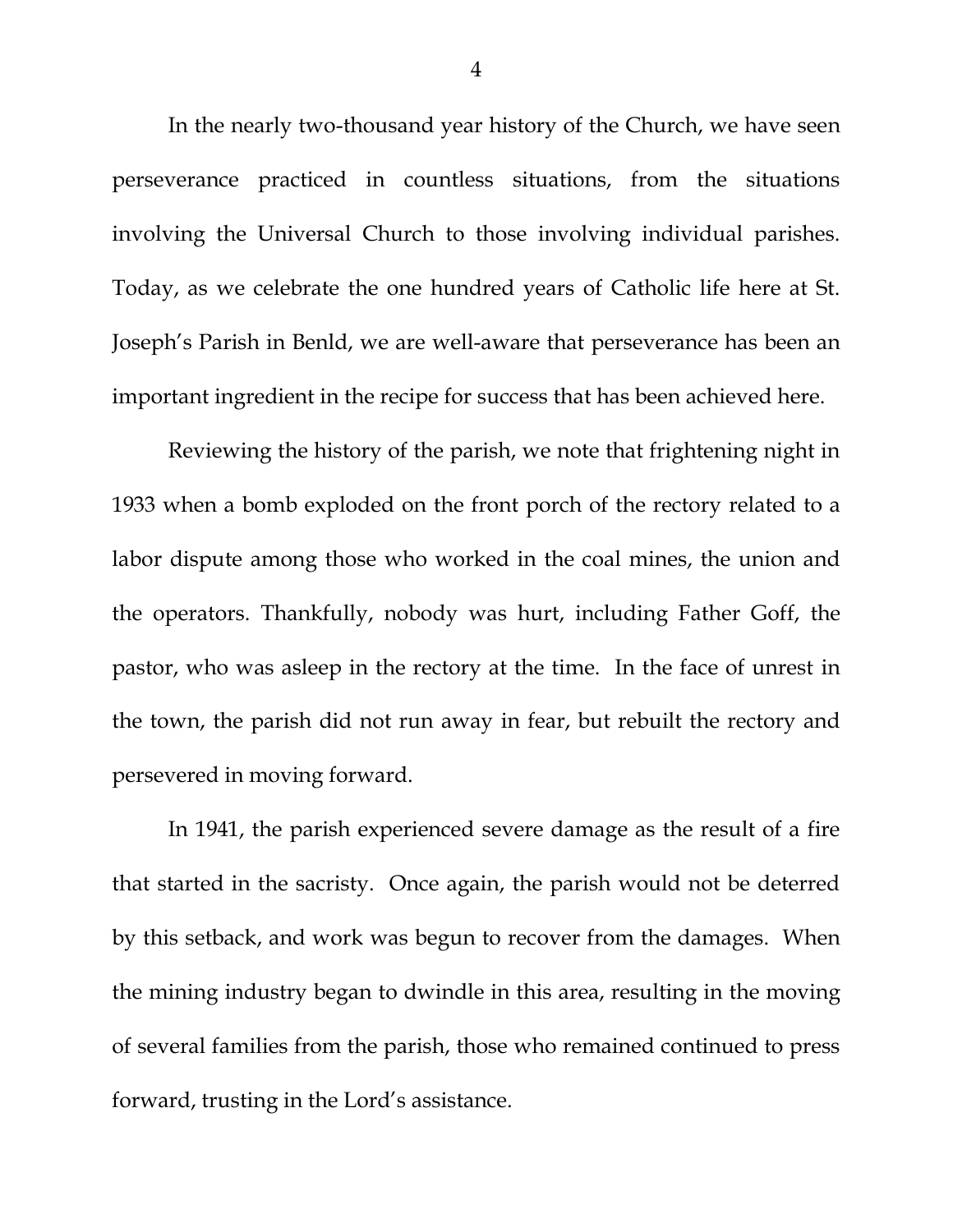In the nearly two-thousand year history of the Church, we have seen perseverance practiced in countless situations, from the situations involving the Universal Church to those involving individual parishes. Today, as we celebrate the one hundred years of Catholic life here at St. Joseph's Parish in Benld, we are well-aware that perseverance has been an important ingredient in the recipe for success that has been achieved here.

Reviewing the history of the parish, we note that frightening night in 1933 when a bomb exploded on the front porch of the rectory related to a labor dispute among those who worked in the coal mines, the union and the operators. Thankfully, nobody was hurt, including Father Goff, the pastor, who was asleep in the rectory at the time. In the face of unrest in the town, the parish did not run away in fear, but rebuilt the rectory and persevered in moving forward.

In 1941, the parish experienced severe damage as the result of a fire that started in the sacristy. Once again, the parish would not be deterred by this setback, and work was begun to recover from the damages. When the mining industry began to dwindle in this area, resulting in the moving of several families from the parish, those who remained continued to press forward, trusting in the Lord's assistance.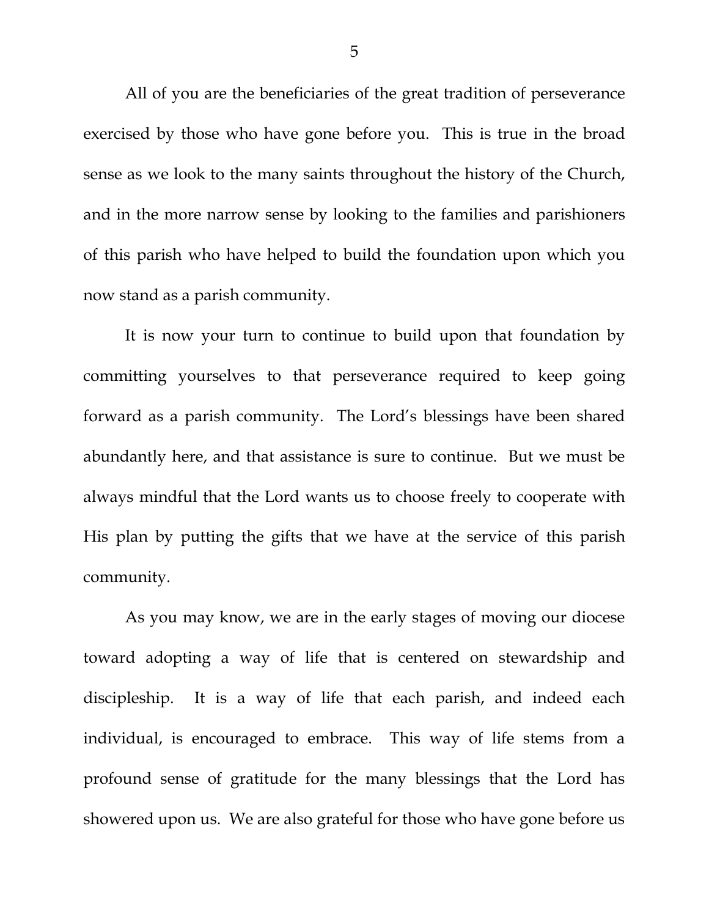All of you are the beneficiaries of the great tradition of perseverance exercised by those who have gone before you. This is true in the broad sense as we look to the many saints throughout the history of the Church, and in the more narrow sense by looking to the families and parishioners of this parish who have helped to build the foundation upon which you now stand as a parish community.

It is now your turn to continue to build upon that foundation by committing yourselves to that perseverance required to keep going forward as a parish community. The Lord's blessings have been shared abundantly here, and that assistance is sure to continue. But we must be always mindful that the Lord wants us to choose freely to cooperate with His plan by putting the gifts that we have at the service of this parish community.

As you may know, we are in the early stages of moving our diocese toward adopting a way of life that is centered on stewardship and discipleship. It is a way of life that each parish, and indeed each individual, is encouraged to embrace. This way of life stems from a profound sense of gratitude for the many blessings that the Lord has showered upon us. We are also grateful for those who have gone before us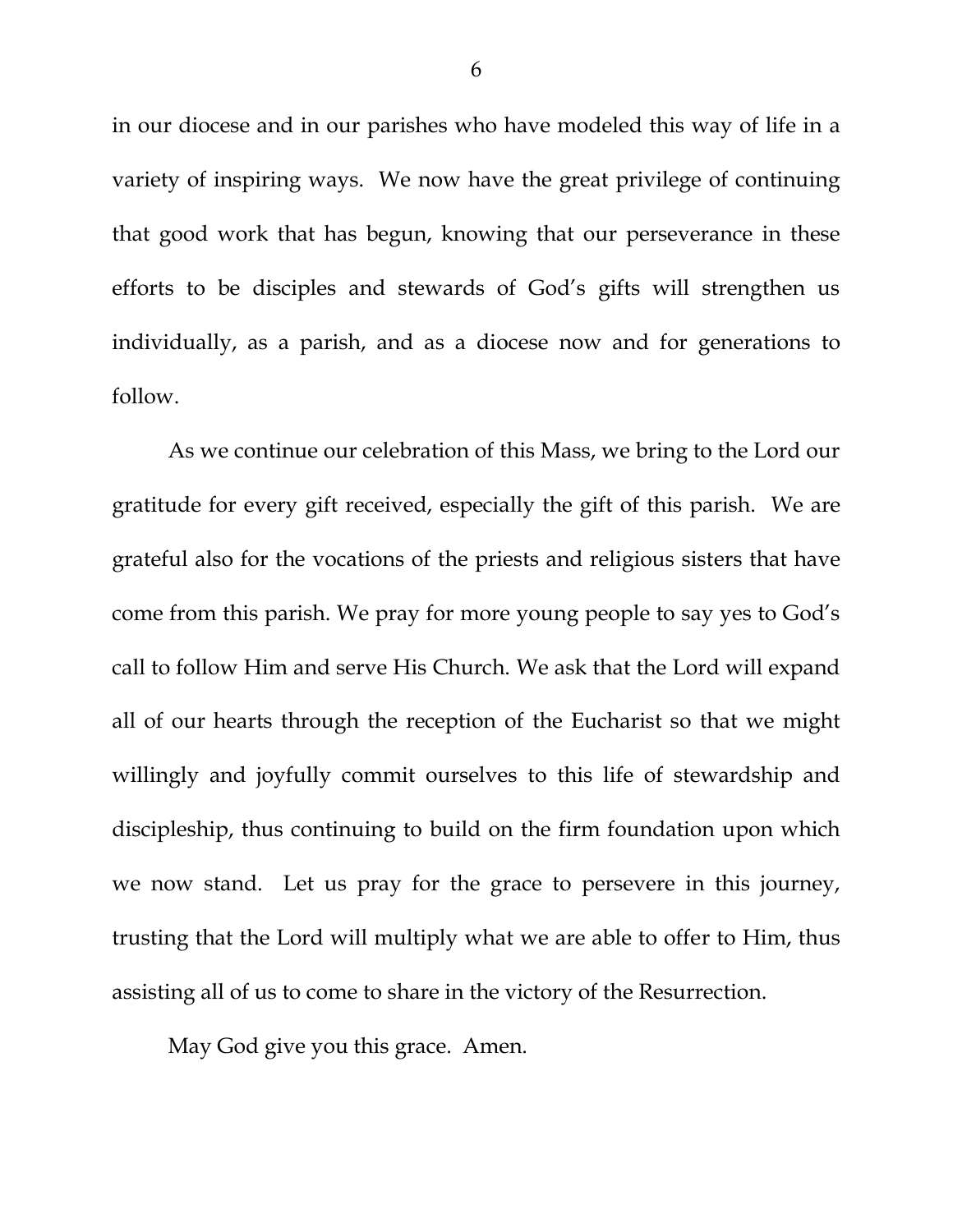in our diocese and in our parishes who have modeled this way of life in a variety of inspiring ways. We now have the great privilege of continuing that good work that has begun, knowing that our perseverance in these efforts to be disciples and stewards of God's gifts will strengthen us individually, as a parish, and as a diocese now and for generations to follow.

As we continue our celebration of this Mass, we bring to the Lord our gratitude for every gift received, especially the gift of this parish. We are grateful also for the vocations of the priests and religious sisters that have come from this parish. We pray for more young people to say yes to God's call to follow Him and serve His Church. We ask that the Lord will expand all of our hearts through the reception of the Eucharist so that we might willingly and joyfully commit ourselves to this life of stewardship and discipleship, thus continuing to build on the firm foundation upon which we now stand. Let us pray for the grace to persevere in this journey, trusting that the Lord will multiply what we are able to offer to Him, thus assisting all of us to come to share in the victory of the Resurrection.

May God give you this grace. Amen.